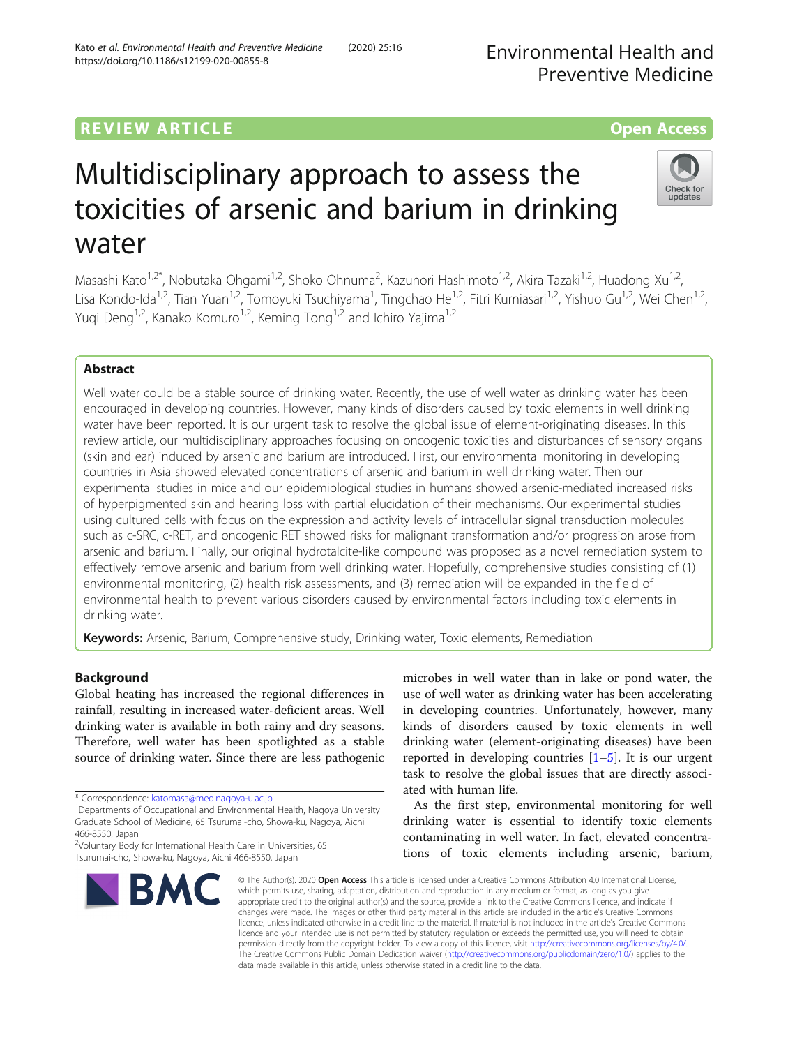REVIEW ARTICLE

Open Access

# Multidisciplinary approach to assess the toxicities of arsenic and barium in drinking water

Masashi Kato[1,2*], Nobutaka Ohgami[1,2], Shoko Ohnuma[2], Kazunori Hashimoto[1,2], Akira Tazaki[1,2], Huadong Xu[1,2], Lisa Kondo-Ida[1,2], Tian Yuan[1,2], Tomoyuki Tsuchiyama[1], Tingchao He[1,2], Fitri Kurniasari[1,2], Yishuo Gu[1,2], Wei Chen[1,2], Yuqi Deng[1,2], Kanako Komuro[1,2], Keming Tong[1,2] and Ichiro Yajima[1,2]

## Abstract

Well water could be a stable source of drinking water. Recently, the use of well water as drinking water has been encouraged in developing countries. However, many kinds of disorders caused by toxic elements in well drinking water have been reported. It is our urgent task to resolve the global issue of element-originating diseases. In this review article, our multidisciplinary approaches focusing on oncogenic toxicities and disturbances of sensory organs (skin and ear) induced by arsenic and barium are introduced. First, our environmental monitoring in developing countries in Asia showed elevated concentrations of arsenic and barium in well drinking water. Then our experimental studies in mice and our epidemiological studies in humans showed arsenic-mediated increased risks of hyperpigmented skin and hearing loss with partial elucidation of their mechanisms. Our experimental studies using cultured cells with focus on the expression and activity levels of intracellular signal transduction molecules such as c-SRC, c-RET, and oncogenic RET showed risks for malignant transformation and/or progression arose from arsenic and barium. Finally, our original hydrotalcite-like compound was proposed as a novel remediation system to effectively remove arsenic and barium from well drinking water. Hopefully, comprehensive studies consisting of (1) environmental monitoring, (2) health risk assessments, and (3) remediation will be expanded in the field of environmental health to prevent various disorders caused by environmental factors including toxic elements in drinking water.

**Keywords:** Arsenic, Barium, Comprehensive study, Drinking water, Toxic elements, Remediation

## Background

Global heating has increased the regional differences in rainfall, resulting in increased water-deficient areas. Well drinking water is available in both rainy and dry seasons. Therefore, well water has been spotlighted as a stable source of drinking water. Since there are less pathogenic microbes in well water than in lake or pond water, the use of well water as drinking water has been accelerating in developing countries. Unfortunately, however, many kinds of disorders caused by toxic elements in well drinking water (element-originating diseases) have been reported in developing countries [1–5]. It is our urgent task to resolve the global issues that are directly associated with human life.

As the first step, environmental monitoring for well drinking water is essential to identify toxic elements contaminating in well water. In fact, elevated concentrations of toxic elements including arsenic, barium,

\* Correspondence: katomasa@med.nagoya-u.ac.jp

[1]Departments of Occupational and Environmental Health, Nagoya University Graduate School of Medicine, 65 Tsurumai-cho, Showa-ku, Nagoya, Aichi 466-8550, Japan

[2]Voluntary Body for International Health Care in Universities, 65 Tsurumai-cho, Showa-ku, Nagoya, Aichi 466-8550, Japan

© The Author(s). 2020 **Open Access** This article is licensed under a Creative Commons Attribution 4.0 International License, which permits use, sharing, adaptation, distribution and reproduction in any medium or format, as long as you give appropriate credit to the original author(s) and the source, provide a link to the Creative Commons licence, and indicate if changes were made. The images or other third party material in this article are included in the article's Creative Commons licence, unless indicated otherwise in a credit line to the material. If material is not included in the article's Creative Commons licence and your intended use is not permitted by statutory regulation or exceeds the permitted use, you will need to obtain permission directly from the copyright holder. To view a copy of this licence, visit http://creativecommons.org/licenses/by/4.0/. The Creative Commons Public Domain Dedication waiver (http://creativecommons.org/publicdomain/zero/1.0/) applies to the data made available in this article, unless otherwise stated in a credit line to the data.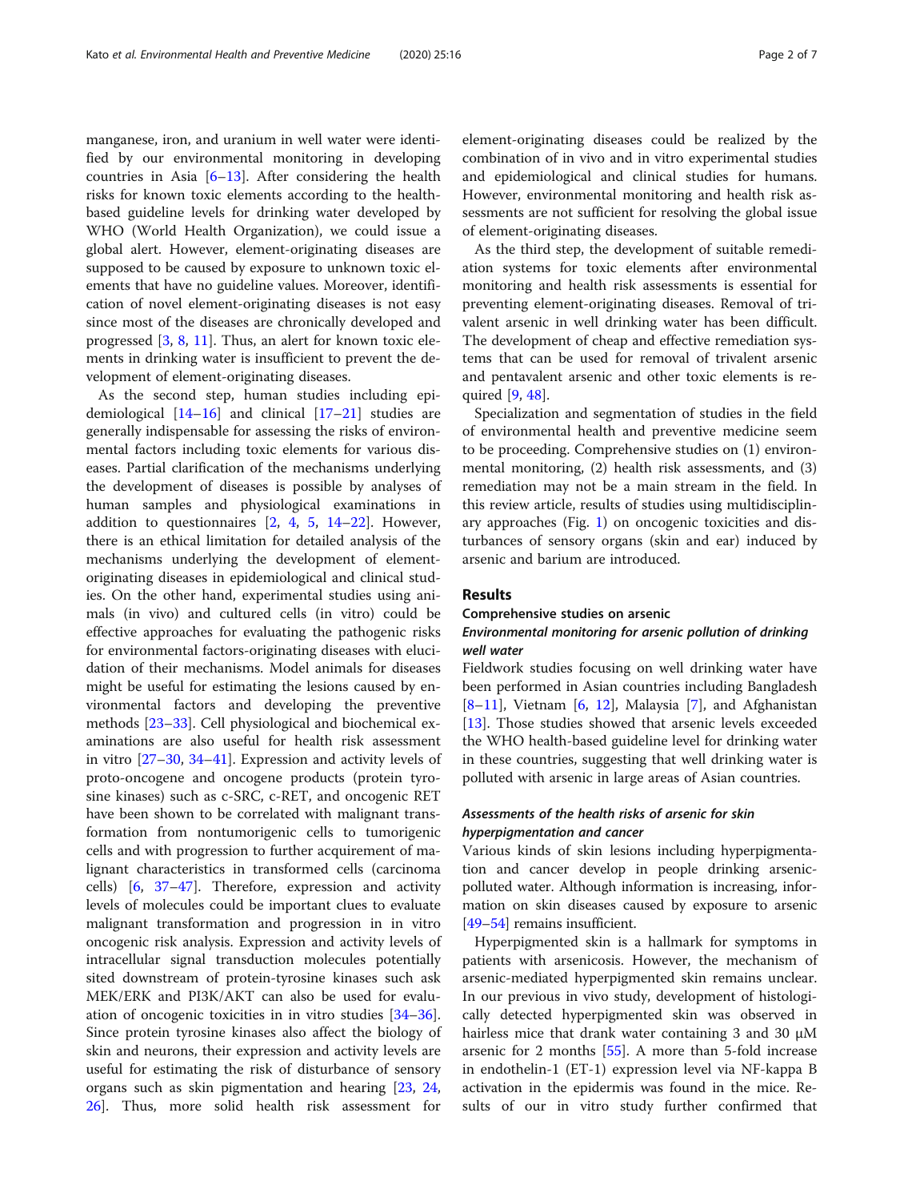manganese, iron, and uranium in well water were identified by our environmental monitoring in developing countries in Asia [6–13]. After considering the health risks for known toxic elements according to the health-based guideline levels for drinking water developed by WHO (World Health Organization), we could issue a global alert. However, element-originating diseases are supposed to be caused by exposure to unknown toxic elements that have no guideline values. Moreover, identification of novel element-originating diseases is not easy since most of the diseases are chronically developed and progressed [3, 8, 11]. Thus, an alert for known toxic elements in drinking water is insufficient to prevent the development of element-originating diseases.

As the second step, human studies including epidemiological [14–16] and clinical [17–21] studies are generally indispensable for assessing the risks of environmental factors including toxic elements for various diseases. Partial clarification of the mechanisms underlying the development of diseases is possible by analyses of human samples and physiological examinations in addition to questionnaires [2, 4, 5, 14–22]. However, there is an ethical limitation for detailed analysis of the mechanisms underlying the development of element-originating diseases in epidemiological and clinical studies. On the other hand, experimental studies using animals (in vivo) and cultured cells (in vitro) could be effective approaches for evaluating the pathogenic risks for environmental factors-originating diseases with elucidation of their mechanisms. Model animals for diseases might be useful for estimating the lesions caused by environmental factors and developing the preventive methods [23–33]. Cell physiological and biochemical examinations are also useful for health risk assessment in vitro [27–30, 34–41]. Expression and activity levels of proto-oncogene and oncogene products (protein tyrosine kinases) such as c-SRC, c-RET, and oncogenic RET have been shown to be correlated with malignant transformation from nontumorigenic cells to tumorigenic cells and with progression to further acquirement of malignant characteristics in transformed cells (carcinoma cells) [6, 37–47]. Therefore, expression and activity levels of molecules could be important clues to evaluate malignant transformation and progression in in vitro oncogenic risk analysis. Expression and activity levels of intracellular signal transduction molecules potentially sited downstream of protein-tyrosine kinases such ask MEK/ERK and PI3K/AKT can also be used for evaluation of oncogenic toxicities in in vitro studies [34–36]. Since protein tyrosine kinases also affect the biology of skin and neurons, their expression and activity levels are useful for estimating the risk of disturbance of sensory organs such as skin pigmentation and hearing [23, 24, 26]. Thus, more solid health risk assessment for element-originating diseases could be realized by the combination of in vivo and in vitro experimental studies and epidemiological and clinical studies for humans. However, environmental monitoring and health risk assessments are not sufficient for resolving the global issue of element-originating diseases.

As the third step, the development of suitable remediation systems for toxic elements after environmental monitoring and health risk assessments is essential for preventing element-originating diseases. Removal of trivalent arsenic in well drinking water has been difficult. The development of cheap and effective remediation systems that can be used for removal of trivalent arsenic and pentavalent arsenic and other toxic elements is required [9, 48].

Specialization and segmentation of studies in the field of environmental health and preventive medicine seem to be proceeding. Comprehensive studies on (1) environmental monitoring, (2) health risk assessments, and (3) remediation may not be a main stream in the field. In this review article, results of studies using multidisciplinary approaches (Fig. 1) on oncogenic toxicities and disturbances of sensory organs (skin and ear) induced by arsenic and barium are introduced.

## Results

### Comprehensive studies on arsenic

#### *Environmental monitoring for arsenic pollution of drinking well water*

Fieldwork studies focusing on well drinking water have been performed in Asian countries including Bangladesh [8–11], Vietnam [6, 12], Malaysia [7], and Afghanistan [13]. Those studies showed that arsenic levels exceeded the WHO health-based guideline level for drinking water in these countries, suggesting that well drinking water is polluted with arsenic in large areas of Asian countries.

#### *Assessments of the health risks of arsenic for skin hyperpigmentation and cancer*

Various kinds of skin lesions including hyperpigmentation and cancer develop in people drinking arsenic-polluted water. Although information is increasing, information on skin diseases caused by exposure to arsenic [49–54] remains insufficient.

Hyperpigmented skin is a hallmark for symptoms in patients with arsenicosis. However, the mechanism of arsenic-mediated hyperpigmented skin remains unclear. In our previous in vivo study, development of histologically detected hyperpigmented skin was observed in hairless mice that drank water containing 3 and 30 μM arsenic for 2 months [55]. A more than 5-fold increase in endothelin-1 (ET-1) expression level via NF-kappa B activation in the epidermis was found in the mice. Results of our in vitro study further confirmed that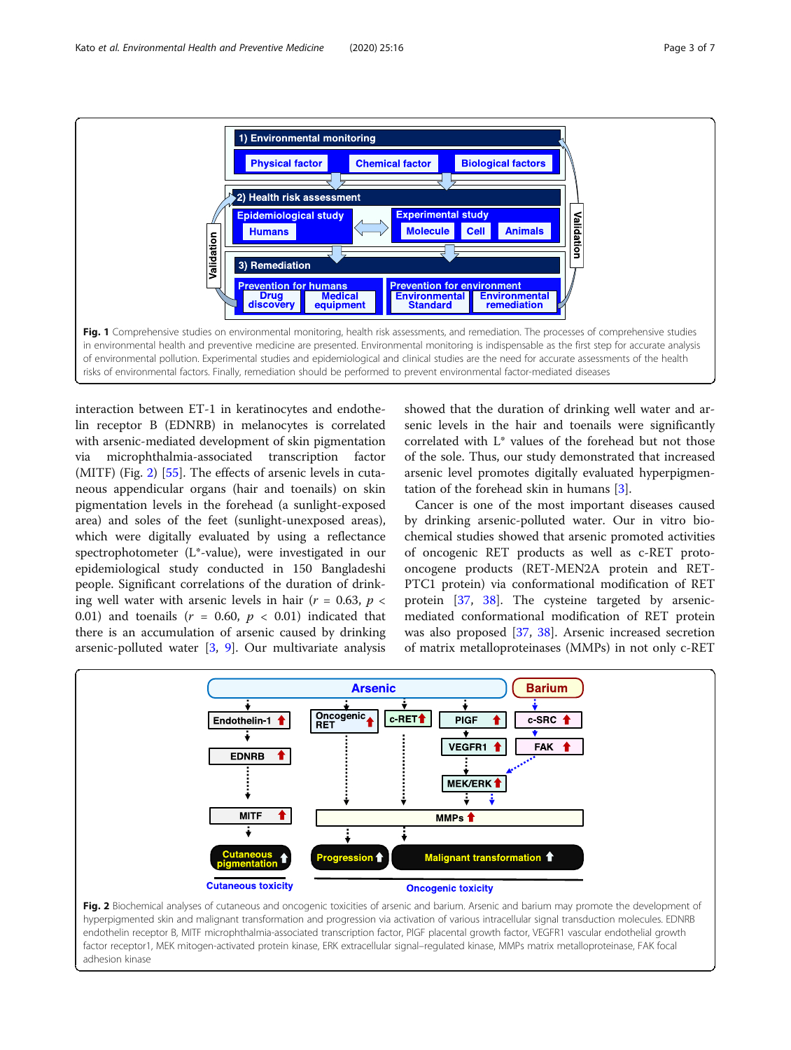1) Environmental monitoring
Physical factor
Chemical factor
Biological factors
2) Health risk assessment
Epidemiological study
Humans
Experimental study
Molecule
Cell
Animals
3) Remediation
Prevention for humans
Drug discovery
Medical equipment
Prevention for environment
Environmental Standard
Environmental remediation
Validation
Validation

**Fig. 1** Comprehensive studies on environmental monitoring, health risk assessments, and remediation. The processes of comprehensive studies in environmental health and preventive medicine are presented. Environmental monitoring is indispensable as the first step for accurate analysis of environmental pollution. Experimental studies and epidemiological and clinical studies are the need for accurate assessments of the health risks of environmental factors. Finally, remediation should be performed to prevent environmental factor-mediated diseases

interaction between ET-1 in keratinocytes and endothelin receptor B (EDNRB) in melanocytes is correlated with arsenic-mediated development of skin pigmentation via microphthalmia-associated transcription factor (MITF) (Fig. 2) [55]. The effects of arsenic levels in cutaneous appendicular organs (hair and toenails) on skin pigmentation levels in the forehead (a sunlight-exposed area) and soles of the feet (sunlight-unexposed areas), which were digitally evaluated by using a reflectance spectrophotometer (L*-value), were investigated in our epidemiological study conducted in 150 Bangladeshi people. Significant correlations of the duration of drinking well water with arsenic levels in hair ($r$ = 0.63, $p$ < 0.01) and toenails ($r$ = 0.60, $p$ < 0.01) indicated that there is an accumulation of arsenic caused by drinking arsenic-polluted water [3, 9]. Our multivariate analysis showed that the duration of drinking well water and arsenic levels in the hair and toenails were significantly correlated with L* values of the forehead but not those of the sole. Thus, our study demonstrated that increased arsenic level promotes digitally evaluated hyperpigmentation of the forehead skin in humans [3].

Cancer is one of the most important diseases caused by drinking arsenic-polluted water. Our in vitro biochemical studies showed that arsenic promoted activities of oncogenic RET products as well as c-RET proto-oncogene products (RET-MEN2A protein and RET-PTC1 protein) via conformational modification of RET protein [37, 38]. The cysteine targeted by arsenic-mediated conformational modification of RET protein was also proposed [37, 38]. Arsenic increased secretion of matrix metalloproteinases (MMPs) in not only c-RET

Arsenic
Barium
Endothelin-1
Oncogenic RET
c-RET
PIGF
c-SRC
EDNRB
VEGFR1
FAK
MEK/ERK
MITF
MMPs
Cutaneous pigmentation
Progression
Malignant transformation
Cutaneous toxicity
Oncogenic toxicity

**Fig. 2** Biochemical analyses of cutaneous and oncogenic toxicities of arsenic and barium. Arsenic and barium may promote the development of hyperpigmented skin and malignant transformation and progression via activation of various intracellular signal transduction molecules. EDNRB endothelin receptor B, MITF microphthalmia-associated transcription factor, PIGF placental growth factor, VEGFR1 vascular endothelial growth factor receptor1, MEK mitogen-activated protein kinase, ERK extracellular signal–regulated kinase, MMPs matrix metalloproteinase, FAK focal adhesion kinase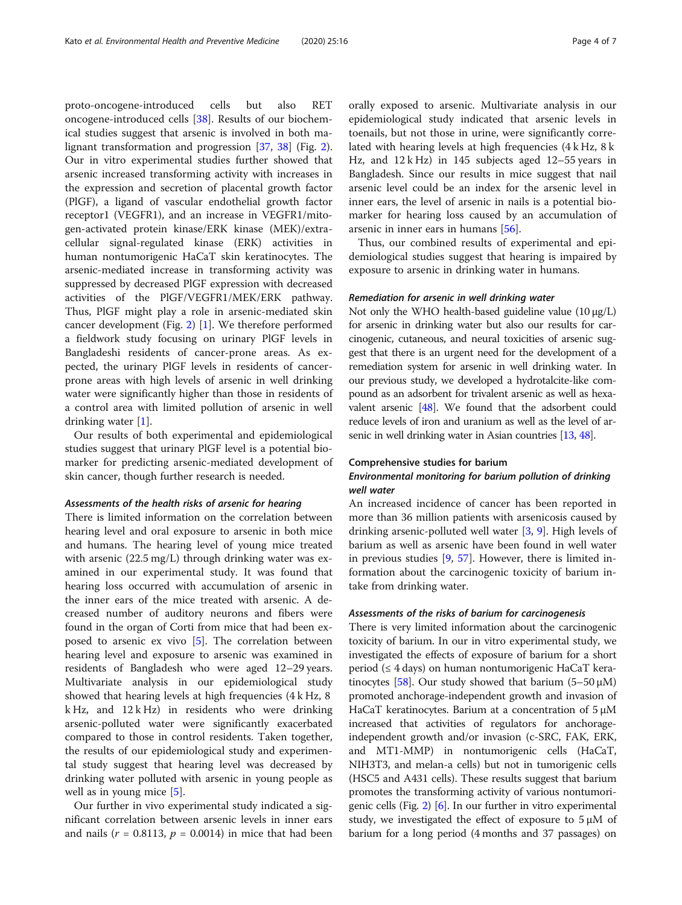proto-oncogene-introduced cells but also RET oncogene-introduced cells [38]. Results of our biochemical studies suggest that arsenic is involved in both malignant transformation and progression [37, 38] (Fig. 2). Our in vitro experimental studies further showed that arsenic increased transforming activity with increases in the expression and secretion of placental growth factor (PlGF), a ligand of vascular endothelial growth factor receptor1 (VEGFR1), and an increase in VEGFR1/mitogen-activated protein kinase/ERK kinase (MEK)/extracellular signal-regulated kinase (ERK) activities in human nontumorigenic HaCaT skin keratinocytes. The arsenic-mediated increase in transforming activity was suppressed by decreased PlGF expression with decreased activities of the PlGF/VEGFR1/MEK/ERK pathway. Thus, PlGF might play a role in arsenic-mediated skin cancer development (Fig. 2) [1]. We therefore performed a fieldwork study focusing on urinary PlGF levels in Bangladeshi residents of cancer-prone areas. As expected, the urinary PlGF levels in residents of cancer-prone areas with high levels of arsenic in well drinking water were significantly higher than those in residents of a control area with limited pollution of arsenic in well drinking water [1].

Our results of both experimental and epidemiological studies suggest that urinary PlGF level is a potential biomarker for predicting arsenic-mediated development of skin cancer, though further research is needed.

#### *Assessments of the health risks of arsenic for hearing*

There is limited information on the correlation between hearing level and oral exposure to arsenic in both mice and humans. The hearing level of young mice treated with arsenic (22.5 mg/L) through drinking water was examined in our experimental study. It was found that hearing loss occurred with accumulation of arsenic in the inner ears of the mice treated with arsenic. A decreased number of auditory neurons and fibers were found in the organ of Corti from mice that had been exposed to arsenic ex vivo [5]. The correlation between hearing level and exposure to arsenic was examined in residents of Bangladesh who were aged 12–29 years. Multivariate analysis in our epidemiological study showed that hearing levels at high frequencies (4 k Hz, 8 k Hz, and 12 k Hz) in residents who were drinking arsenic-polluted water were significantly exacerbated compared to those in control residents. Taken together, the results of our epidemiological study and experimental study suggest that hearing level was decreased by drinking water polluted with arsenic in young people as well as in young mice [5].

Our further in vivo experimental study indicated a significant correlation between arsenic levels in inner ears and nails ($r = 0.8113$, $p = 0.0014$) in mice that had been orally exposed to arsenic. Multivariate analysis in our epidemiological study indicated that arsenic levels in toenails, but not those in urine, were significantly correlated with hearing levels at high frequencies (4 k Hz, 8 k Hz, and 12 k Hz) in 145 subjects aged 12–55 years in Bangladesh. Since our results in mice suggest that nail arsenic level could be an index for the arsenic level in inner ears, the level of arsenic in nails is a potential biomarker for hearing loss caused by an accumulation of arsenic in inner ears in humans [56].

Thus, our combined results of experimental and epidemiological studies suggest that hearing is impaired by exposure to arsenic in drinking water in humans.

#### *Remediation for arsenic in well drinking water*

Not only the WHO health-based guideline value (10 μg/L) for arsenic in drinking water but also our results for carcinogenic, cutaneous, and neural toxicities of arsenic suggest that there is an urgent need for the development of a remediation system for arsenic in well drinking water. In our previous study, we developed a hydrotalcite-like compound as an adsorbent for trivalent arsenic as well as hexavalent arsenic [48]. We found that the adsorbent could reduce levels of iron and uranium as well as the level of arsenic in well drinking water in Asian countries [13, 48].

### Comprehensive studies for barium

#### *Environmental monitoring for barium pollution of drinking well water*

An increased incidence of cancer has been reported in more than 36 million patients with arsenicosis caused by drinking arsenic-polluted well water [3, 9]. High levels of barium as well as arsenic have been found in well water in previous studies [9, 57]. However, there is limited information about the carcinogenic toxicity of barium intake from drinking water.

#### *Assessments of the risks of barium for carcinogenesis*

There is very limited information about the carcinogenic toxicity of barium. In our in vitro experimental study, we investigated the effects of exposure of barium for a short period (≤ 4 days) on human nontumorigenic HaCaT keratinocytes [58]. Our study showed that barium (5–50 μM) promoted anchorage-independent growth and invasion of HaCaT keratinocytes. Barium at a concentration of 5 μM increased that activities of regulators for anchorage-independent growth and/or invasion (c-SRC, FAK, ERK, and MT1-MMP) in nontumorigenic cells (HaCaT, NIH3T3, and melan-a cells) but not in tumorigenic cells (HSC5 and A431 cells). These results suggest that barium promotes the transforming activity of various nontumorigenic cells (Fig. 2) [6]. In our further in vitro experimental study, we investigated the effect of exposure to 5 μM of barium for a long period (4 months and 37 passages) on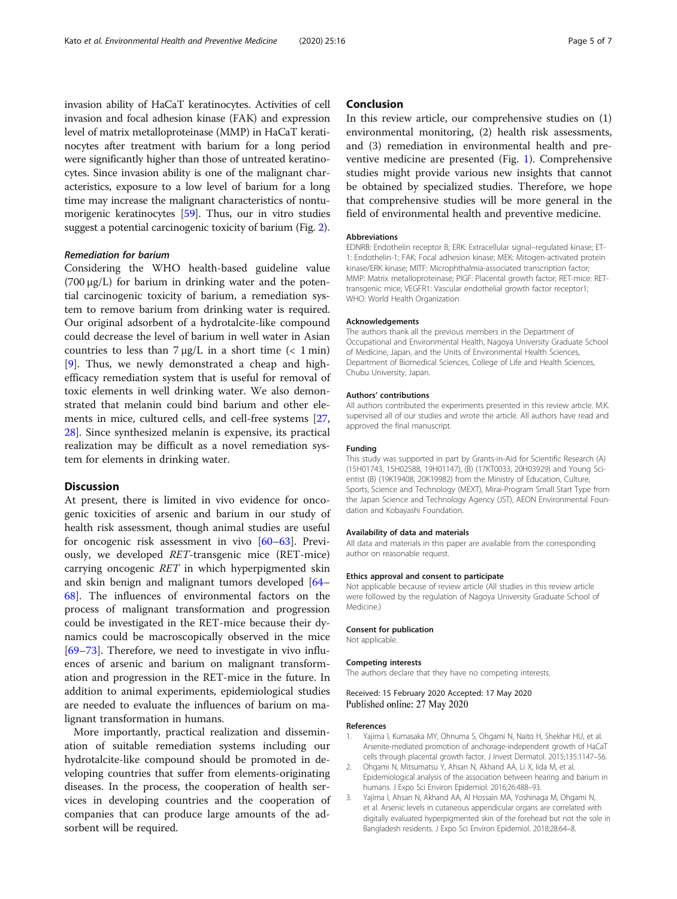invasion ability of HaCaT keratinocytes. Activities of cell invasion and focal adhesion kinase (FAK) and expression level of matrix metalloproteinase (MMP) in HaCaT keratinocytes after treatment with barium for a long period were significantly higher than those of untreated keratinocytes. Since invasion ability is one of the malignant characteristics, exposure to a low level of barium for a long time may increase the malignant characteristics of nontumorigenic keratinocytes [59]. Thus, our in vitro studies suggest a potential carcinogenic toxicity of barium (Fig. 2).

#### *Remediation for barium*

Considering the WHO health-based guideline value (700 μg/L) for barium in drinking water and the potential carcinogenic toxicity of barium, a remediation system to remove barium from drinking water is required. Our original adsorbent of a hydrotalcite-like compound could decrease the level of barium in well water in Asian countries to less than 7 μg/L in a short time (< 1 min) [9]. Thus, we newly demonstrated a cheap and high-efficacy remediation system that is useful for removal of toxic elements in well drinking water. We also demonstrated that melanin could bind barium and other elements in mice, cultured cells, and cell-free systems [27, 28]. Since synthesized melanin is expensive, its practical realization may be difficult as a novel remediation system for elements in drinking water.

## Discussion

At present, there is limited in vivo evidence for oncogenic toxicities of arsenic and barium in our study of health risk assessment, though animal studies are useful for oncogenic risk assessment in vivo [60–63]. Previously, we developed *RET*-transgenic mice (RET-mice) carrying oncogenic *RET* in which hyperpigmented skin and skin benign and malignant tumors developed [64–68]. The influences of environmental factors on the process of malignant transformation and progression could be investigated in the RET-mice because their dynamics could be macroscopically observed in the mice [69–73]. Therefore, we need to investigate in vivo influences of arsenic and barium on malignant transformation and progression in the RET-mice in the future. In addition to animal experiments, epidemiological studies are needed to evaluate the influences of barium on malignant transformation in humans.

More importantly, practical realization and dissemination of suitable remediation systems including our hydrotalcite-like compound should be promoted in developing countries that suffer from elements-originating diseases. In the process, the cooperation of health services in developing countries and the cooperation of companies that can produce large amounts of the adsorbent will be required.

## Conclusion

In this review article, our comprehensive studies on (1) environmental monitoring, (2) health risk assessments, and (3) remediation in environmental health and preventive medicine are presented (Fig. 1). Comprehensive studies might provide various new insights that cannot be obtained by specialized studies. Therefore, we hope that comprehensive studies will be more general in the field of environmental health and preventive medicine.

#### Abbreviations

EDNRB: Endothelin receptor B; ERK: Extracellular signal–regulated kinase; ET-1: Endothelin-1; FAK: Focal adhesion kinase; MEK: Mitogen-activated protein kinase/ERK kinase; MITF: Microphthalmia-associated transcription factor; MMP: Matrix metalloproteinase; PlGF: Placental growth factor; RET-mice: RET-transgenic mice; VEGFR1: Vascular endothelial growth factor receptor1; WHO: World Health Organization

#### Acknowledgements

The authors thank all the previous members in the Department of Occupational and Environmental Health, Nagoya University Graduate School of Medicine, Japan, and the Units of Environmental Health Sciences, Department of Biomedical Sciences, College of Life and Health Sciences, Chubu University, Japan.

#### Authors' contributions

All authors contributed the experiments presented in this review article. M.K. supervised all of our studies and wrote the article. All authors have read and approved the final manuscript.

#### Funding

This study was supported in part by Grants-in-Aid for Scientific Research (A) (15H01743, 15H02588, 19H01147), (B) (17KT0033, 20H03929) and Young Scientist (B) (19K19408, 20K19982) from the Ministry of Education, Culture, Sports, Science and Technology (MEXT), Mirai-Program Small Start Type from the Japan Science and Technology Agency (JST), AEON Environmental Foundation and Kobayashi Foundation.

#### Availability of data and materials

All data and materials in this paper are available from the corresponding author on reasonable request.

#### Ethics approval and consent to participate

Not applicable because of review article (All studies in this review article were followed by the regulation of Nagoya University Graduate School of Medicine.)

#### Consent for publication

Not applicable.

#### Competing interests

The authors declare that they have no competing interests.

Received: 15 February 2020 Accepted: 17 May 2020
Published online: 27 May 2020

#### References

1. Yajima I, Kumasaka MY, Ohnuma S, Ohgami N, Naito H, Shekhar HU, et al. Arsenite-mediated promotion of anchorage-independent growth of HaCaT cells through placental growth factor. J Invest Dermatol. 2015;135:1147–56.
2. Ohgami N, Mitsumatsu Y, Ahsan N, Akhand AA, Li X, Iida M, et al. Epidemiological analysis of the association between hearing and barium in humans. J Expo Sci Environ Epidemiol. 2016;26:488–93.
3. Yajima I, Ahsan N, Akhand AA, Al Hossain MA, Yoshinaga M, Ohgami N, et al. Arsenic levels in cutaneous appendicular organs are correlated with digitally evaluated hyperpigmented skin of the forehead but not the sole in Bangladesh residents. J Expo Sci Environ Epidemiol. 2018;28:64–8.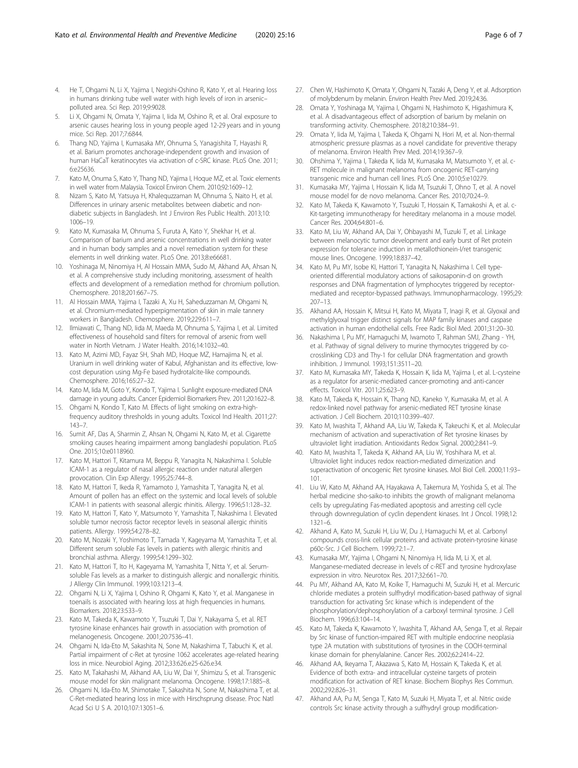4. He T, Ohgami N, Li X, Yajima I, Negishi-Oshino R, Kato Y, et al. Hearing loss in humans drinking tube well water with high levels of iron in arsenic–polluted area. Sci Rep. 2019;9:9028.
5. Li X, Ohgami N, Omata Y, Yajima I, Iida M, Oshino R, et al. Oral exposure to arsenic causes hearing loss in young people aged 12-29 years and in young mice. Sci Rep. 2017;7:6844.
6. Thang ND, Yajima I, Kumasaka MY, Ohnuma S, Yanagishita T, Hayashi R, et al. Barium promotes anchorage-independent growth and invasion of human HaCaT keratinocytes via activation of c-SRC kinase. PLoS One. 2011; 6:e25636.
7. Kato M, Onuma S, Kato Y, Thang ND, Yajima I, Hoque MZ, et al. Toxic elements in well water from Malaysia. Toxicol Environ Chem. 2010;92:1609–12.
8. Nizam S, Kato M, Yatsuya H, Khalequzzaman M, Ohnuma S, Naito H, et al. Differences in urinary arsenic metabolites between diabetic and non-diabetic subjects in Bangladesh. Int J Environ Res Public Health. 2013;10: 1006–19.
9. Kato M, Kumasaka M, Ohnuma S, Furuta A, Kato Y, Shekhar H, et al. Comparison of barium and arsenic concentrations in well drinking water and in human body samples and a novel remediation system for these elements in well drinking water. PLoS One. 2013;8:e66681.
10. Yoshinaga M, Ninomiya H, Al Hossain MMA, Sudo M, Akhand AA, Ahsan N, et al. A comprehensive study including monitoring, assessment of health effects and development of a remediation method for chromium pollution. Chemosphere. 2018;201:667–75.
11. Al Hossain MMA, Yajima I, Tazaki A, Xu H, Saheduzzaman M, Ohgami N, et al. Chromium-mediated hyperpigmentation of skin in male tannery workers in Bangladesh. Chemosphere. 2019;229:611–7.
12. Ilmiawati C, Thang ND, Iida M, Maeda M, Ohnuma S, Yajima I, et al. Limited effectiveness of household sand filters for removal of arsenic from well water in North Vietnam. J Water Health. 2016;14:1032–40.
13. Kato M, Azimi MD, Fayaz SH, Shah MD, Hoque MZ, Hamajima N, et al. Uranium in well drinking water of Kabul, Afghanistan and its effective, low-cost depuration using Mg-Fe based hydrotalcite-like compounds. Chemosphere. 2016;165:27–32.
14. Kato M, Iida M, Goto Y, Kondo T, Yajima I. Sunlight exposure-mediated DNA damage in young adults. Cancer Epidemiol Biomarkers Prev. 2011;20:1622–8.
15. Ohgami N, Kondo T, Kato M. Effects of light smoking on extra-high-frequency auditory thresholds in young adults. Toxicol Ind Health. 2011;27: 143–7.
16. Sumit AF, Das A, Sharmin Z, Ahsan N, Ohgami N, Kato M, et al. Cigarette smoking causes hearing impairment among bangladeshi population. PLoS One. 2015;10:e0118960.
17. Kato M, Hattori T, Kitamura M, Beppu R, Yanagita N, Nakashima I. Soluble ICAM-1 as a regulator of nasal allergic reaction under natural allergen provocation. Clin Exp Allergy. 1995;25:744–8.
18. Kato M, Hattori T, Ikeda R, Yamamoto J, Yamashita T, Yanagita N, et al. Amount of pollen has an effect on the systemic and local levels of soluble ICAM-1 in patients with seasonal allergic rhinitis. Allergy. 1996;51:128–32.
19. Kato M, Hattori T, Kato Y, Matsumoto Y, Yamashita T, Nakashima I. Elevated soluble tumor necrosis factor receptor levels in seasonal allergic rhinitis patients. Allergy. 1999;54:278–82.
20. Kato M, Nozaki Y, Yoshimoto T, Tamada Y, Kageyama M, Yamashita T, et al. Different serum soluble Fas levels in patients with allergic rhinitis and bronchial asthma. Allergy. 1999;54:1299–302.
21. Kato M, Hattori T, Ito H, Kageyama M, Yamashita T, Nitta Y, et al. Serum-soluble Fas levels as a marker to distinguish allergic and nonallergic rhinitis. J Allergy Clin Immunol. 1999;103:1213–4.
22. Ohgami N, Li X, Yajima I, Oshino R, Ohgami K, Kato Y, et al. Manganese in toenails is associated with hearing loss at high frequencies in humans. Biomarkers. 2018;23:533–9.
23. Kato M, Takeda K, Kawamoto Y, Tsuzuki T, Dai Y, Nakayama S, et al. RET tyrosine kinase enhances hair growth in association with promotion of melanogenesis. Oncogene. 2001;20:7536–41.
24. Ohgami N, Ida-Eto M, Sakashita N, Sone M, Nakashima T, Tabuchi K, et al. Partial impairment of c-Ret at tyrosine 1062 accelerates age-related hearing loss in mice. Neurobiol Aging. 2012;33:626.e25-626.e34.
25. Kato M, Takahashi M, Akhand AA, Liu W, Dai Y, Shimizu S, et al. Transgenic mouse model for skin malignant melanoma. Oncogene. 1998;17:1885–8.
26. Ohgami N, Ida-Eto M, Shimotake T, Sakashita N, Sone M, Nakashima T, et al. C-Ret-mediated hearing loss in mice with Hirschsprung disease. Proc Natl Acad Sci U S A. 2010;107:13051–6.
27. Chen W, Hashimoto K, Omata Y, Ohgami N, Tazaki A, Deng Y, et al. Adsorption of molybdenum by melanin. Environ Health Prev Med. 2019;24:36.
28. Omata Y, Yoshinaga M, Yajima I, Ohgami N, Hashimoto K, Higashimura K, et al. A disadvantageous effect of adsorption of barium by melanin on transforming activity. Chemosphere. 2018;210:384–91.
29. Omata Y, Iida M, Yajima I, Takeda K, Ohgami N, Hori M, et al. Non-thermal atmospheric pressure plasmas as a novel candidate for preventive therapy of melanoma. Environ Health Prev Med. 2014;19:367–9.
30. Ohshima Y, Yajima I, Takeda K, Iida M, Kumasaka M, Matsumoto Y, et al. c-RET molecule in malignant melanoma from oncogenic RET-carrying transgenic mice and human cell lines. PLoS One. 2010;5:e10279.
31. Kumasaka MY, Yajima I, Hossain K, Iida M, Tsuzuki T, Ohno T, et al. A novel mouse model for de novo melanoma. Cancer Res. 2010;70:24–9.
32. Kato M, Takeda K, Kawamoto Y, Tsuzuki T, Hossain K, Tamakoshi A, et al. c-Kit-targeting immunotherapy for hereditary melanoma in a mouse model. Cancer Res. 2004;64:801–6.
33. Kato M, Liu W, Akhand AA, Dai Y, Ohbayashi M, Tuzuki T, et al. Linkage between melanocytic tumor development and early burst of Ret protein expression for tolerance induction in metallothionein-I/ret transgenic mouse lines. Oncogene. 1999;18:837–42.
34. Kato M, Pu MY, Isobe KI, Hattori T, Yanagita N, Nakashima I. Cell type-oriented differential modulatory actions of saikosaponin-d on growth responses and DNA fragmentation of lymphocytes triggered by receptor-mediated and receptor-bypassed pathways. Immunopharmacology. 1995;29: 207–13.
35. Akhand AA, Hossain K, Mitsui H, Kato M, Miyata T, Inagi R, et al. Glyoxal and methylglyoxal trigger distinct signals for MAP family kinases and caspase activation in human endothelial cells. Free Radic Biol Med. 2001;31:20–30.
36. Nakashima I, Pu MY, Hamaguchi M, Iwamoto T, Rahman SMJ, Zhang - YH, et al. Pathway of signal delivery to murine thymocytes triggered by co-crosslinking CD3 and Thy-1 for cellular DNA fragmentation and growth inhibition. J Immunol. 1993;151:3511–20.
37. Kato M, Kumasaka MY, Takeda K, Hossain K, Iida M, Yajima I, et al. L-cysteine as a regulator for arsenic-mediated cancer-promoting and anti-cancer effects. Toxicol Vitr. 2011;25:623–9.
38. Kato M, Takeda K, Hossain K, Thang ND, Kaneko Y, Kumasaka M, et al. A redox-linked novel pathway for arsenic-mediated RET tyrosine kinase activation. J Cell Biochem. 2010;110:399–407.
39. Kato M, Iwashita T, Akhand AA, Liu W, Takeda K, Takeuchi K, et al. Molecular mechanism of activation and superactivation of Ret tyrosine kinases by ultraviolet light irradiation. Antioxidants Redox Signal. 2000;2:841–9.
40. Kato M, Iwashita T, Takeda K, Akhand AA, Liu W, Yoshihara M, et al. Ultraviolet light induces redox reaction-mediated dimerization and superactivation of oncogenic Ret tyrosine kinases. Mol Biol Cell. 2000;11:93–101.
41. Liu W, Kato M, Akhand AA, Hayakawa A, Takemura M, Yoshida S, et al. The herbal medicine sho-saiko-to inhibits the growth of malignant melanoma cells by upregulating Fas-mediated apoptosis and arresting cell cycle through downregulation of cyclin dependent kinases. Int J Oncol. 1998;12: 1321–6.
42. Akhand A, Kato M, Suzuki H, Liu W, Du J, Hamaguchi M, et al. Carbonyl compounds cross-link cellular proteins and activate protein-tyrosine kinase p60c-Src. J Cell Biochem. 1999;72:1–7.
43. Kumasaka MY, Yajima I, Ohgami N, Ninomiya H, Iida M, Li X, et al. Manganese-mediated decrease in levels of c-RET and tyrosine hydroxylase expression in vitro. Neurotox Res. 2017;32:661–70.
44. Pu MY, Akhand AA, Kato M, Koike T, Hamaguchi M, Suzuki H, et al. Mercuric chloride mediates a protein sulfhydryl modification-based pathway of signal transduction for activating Src kinase which is independent of the phosphorylation/dephosphorylation of a carboxyl terminal tyrosine. J Cell Biochem. 1996;63:104–14.
45. Kato M, Takeda K, Kawamoto Y, Iwashita T, Akhand AA, Senga T, et al. Repair by Src kinase of function-impaired RET with multiple endocrine neoplasia type 2A mutation with substitutions of tyrosines in the COOH-terminal kinase domain for phenylalanine. Cancer Res. 2002;62:2414–22.
46. Akhand AA, Ikeyama T, Akazawa S, Kato M, Hossain K, Takeda K, et al. Evidence of both extra- and intracellular cysteine targets of protein modification for activation of RET kinase. Biochem Biophys Res Commun. 2002;292:826–31.
47. Akhand AA, Pu M, Senga T, Kato M, Suzuki H, Miyata T, et al. Nitric oxide controls Src kinase activity through a sulfhydryl group modification-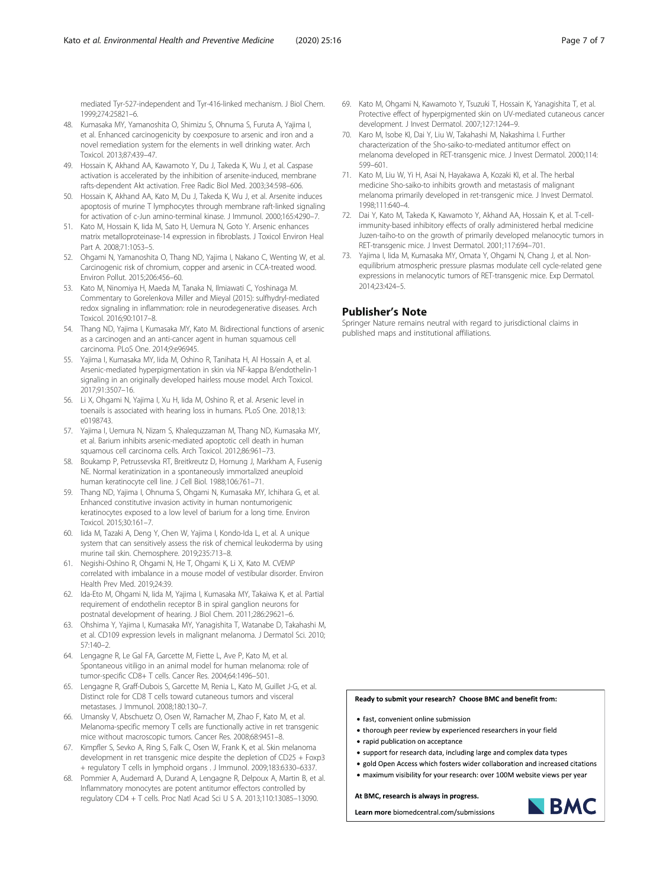mediated Tyr-527-independent and Tyr-416-linked mechanism. J Biol Chem. 1999;274:25821–6.

48. Kumasaka MY, Yamanoshita O, Shimizu S, Ohnuma S, Furuta A, Yajima I, et al. Enhanced carcinogenicity by coexposure to arsenic and iron and a novel remediation system for the elements in well drinking water. Arch Toxicol. 2013;87:439–47.
49. Hossain K, Akhand AA, Kawamoto Y, Du J, Takeda K, Wu J, et al. Caspase activation is accelerated by the inhibition of arsenite-induced, membrane rafts-dependent Akt activation. Free Radic Biol Med. 2003;34:598–606.
50. Hossain K, Akhand AA, Kato M, Du J, Takeda K, Wu J, et al. Arsenite induces apoptosis of murine T lymphocytes through membrane raft-linked signaling for activation of c-Jun amino-terminal kinase. J Immunol. 2000;165:4290–7.
51. Kato M, Hossain K, Iida M, Sato H, Uemura N, Goto Y. Arsenic enhances matrix metalloproteinase-14 expression in fibroblasts. J Toxicol Environ Heal Part A. 2008;71:1053–5.
52. Ohgami N, Yamanoshita O, Thang ND, Yajima I, Nakano C, Wenting W, et al. Carcinogenic risk of chromium, copper and arsenic in CCA-treated wood. Environ Pollut. 2015;206:456–60.
53. Kato M, Ninomiya H, Maeda M, Tanaka N, Ilmiawati C, Yoshinaga M. Commentary to Gorelenkova Miller and Mieyal (2015): sulfhydryl-mediated redox signaling in inflammation: role in neurodegenerative diseases. Arch Toxicol. 2016;90:1017–8.
54. Thang ND, Yajima I, Kumasaka MY, Kato M. Bidirectional functions of arsenic as a carcinogen and an anti-cancer agent in human squamous cell carcinoma. PLoS One. 2014;9:e96945.
55. Yajima I, Kumasaka MY, Iida M, Oshino R, Tanihata H, Al Hossain A, et al. Arsenic-mediated hyperpigmentation in skin via NF-kappa B/endothelin-1 signaling in an originally developed hairless mouse model. Arch Toxicol. 2017;91:3507–16.
56. Li X, Ohgami N, Yajima I, Xu H, Iida M, Oshino R, et al. Arsenic level in toenails is associated with hearing loss in humans. PLoS One. 2018;13: e0198743.
57. Yajima I, Uemura N, Nizam S, Khalequzzaman M, Thang ND, Kumasaka MY, et al. Barium inhibits arsenic-mediated apoptotic cell death in human squamous cell carcinoma cells. Arch Toxicol. 2012;86:961–73.
58. Boukamp P, Petrussevska RT, Breitkreutz D, Hornung J, Markham A, Fusenig NE. Normal keratinization in a spontaneously immortalized aneuploid human keratinocyte cell line. J Cell Biol. 1988;106:761–71.
59. Thang ND, Yajima I, Ohnuma S, Ohgami N, Kumasaka MY, Ichihara G, et al. Enhanced constitutive invasion activity in human nontumorigenic keratinocytes exposed to a low level of barium for a long time. Environ Toxicol. 2015;30:161–7.
60. Iida M, Tazaki A, Deng Y, Chen W, Yajima I, Kondo-Ida L, et al. A unique system that can sensitively assess the risk of chemical leukoderma by using murine tail skin. Chemosphere. 2019;235:713–8.
61. Negishi-Oshino R, Ohgami N, He T, Ohgami K, Li X, Kato M. CVEMP correlated with imbalance in a mouse model of vestibular disorder. Environ Health Prev Med. 2019;24:39.
62. Ida-Eto M, Ohgami N, Iida M, Yajima I, Kumasaka MY, Takaiwa K, et al. Partial requirement of endothelin receptor B in spiral ganglion neurons for postnatal development of hearing. J Biol Chem. 2011;286:29621–6.
63. Ohshima Y, Yajima I, Kumasaka MY, Yanagishita T, Watanabe D, Takahashi M, et al. CD109 expression levels in malignant melanoma. J Dermatol Sci. 2010; 57:140–2.
64. Lengagne R, Le Gal FA, Garcette M, Fiette L, Ave P, Kato M, et al. Spontaneous vitiligo in an animal model for human melanoma: role of tumor-specific CD8+ T cells. Cancer Res. 2004;64:1496–501.
65. Lengagne R, Graff-Dubois S, Garcette M, Renia L, Kato M, Guillet J-G, et al. Distinct role for CD8 T cells toward cutaneous tumors and visceral metastases. J Immunol. 2008;180:130–7.
66. Umansky V, Abschuetz O, Osen W, Ramacher M, Zhao F, Kato M, et al. Melanoma-specific memory T cells are functionally active in ret transgenic mice without macroscopic tumors. Cancer Res. 2008;68:9451–8.
67. Kimpfler S, Sevko A, Ring S, Falk C, Osen W, Frank K, et al. Skin melanoma development in ret transgenic mice despite the depletion of CD25 + Foxp3 + regulatory T cells in lymphoid organs . J Immunol. 2009;183:6330–6337.
68. Pommier A, Audemard A, Durand A, Lengagne R, Delpoux A, Martin B, et al. Inflammatory monocytes are potent antitumor effectors controlled by regulatory CD4 + T cells. Proc Natl Acad Sci U S A. 2013;110:13085–13090.
69. Kato M, Ohgami N, Kawamoto Y, Tsuzuki T, Hossain K, Yanagishita T, et al. Protective effect of hyperpigmented skin on UV-mediated cutaneous cancer development. J Invest Dermatol. 2007;127:1244–9.
70. Karo M, Isobe KI, Dai Y, Liu W, Takahashi M, Nakashima I. Further characterization of the Sho-saiko-to-mediated antitumor effect on melanoma developed in RET-transgenic mice. J Invest Dermatol. 2000;114: 599–601.
71. Kato M, Liu W, Yi H, Asai N, Hayakawa A, Kozaki KI, et al. The herbal medicine Sho-saiko-to inhibits growth and metastasis of malignant melanoma primarily developed in ret-transgenic mice. J Invest Dermatol. 1998;111:640–4.
72. Dai Y, Kato M, Takeda K, Kawamoto Y, Akhand AA, Hossain K, et al. T-cell-immunity-based inhibitory effects of orally administered herbal medicine Juzen-taiho-to on the growth of primarily developed melanocytic tumors in RET-transgenic mice. J Invest Dermatol. 2001;117:694–701.
73. Yajima I, Iida M, Kumasaka MY, Omata Y, Ohgami N, Chang J, et al. Non-equilibrium atmospheric pressure plasmas modulate cell cycle-related gene expressions in melanocytic tumors of RET-transgenic mice. Exp Dermatol. 2014;23:424–5.

## Publisher's Note

Springer Nature remains neutral with regard to jurisdictional claims in published maps and institutional affiliations.

**Ready to submit your research? Choose BMC and benefit from:**

- fast, convenient online submission
- thorough peer review by experienced researchers in your field
- rapid publication on acceptance
- support for research data, including large and complex data types
- gold Open Access which fosters wider collaboration and increased citations
- maximum visibility for your research: over 100M website views per year

**At BMC, research is always in progress.**

**Learn more** biomedcentral.com/submissions

BMC